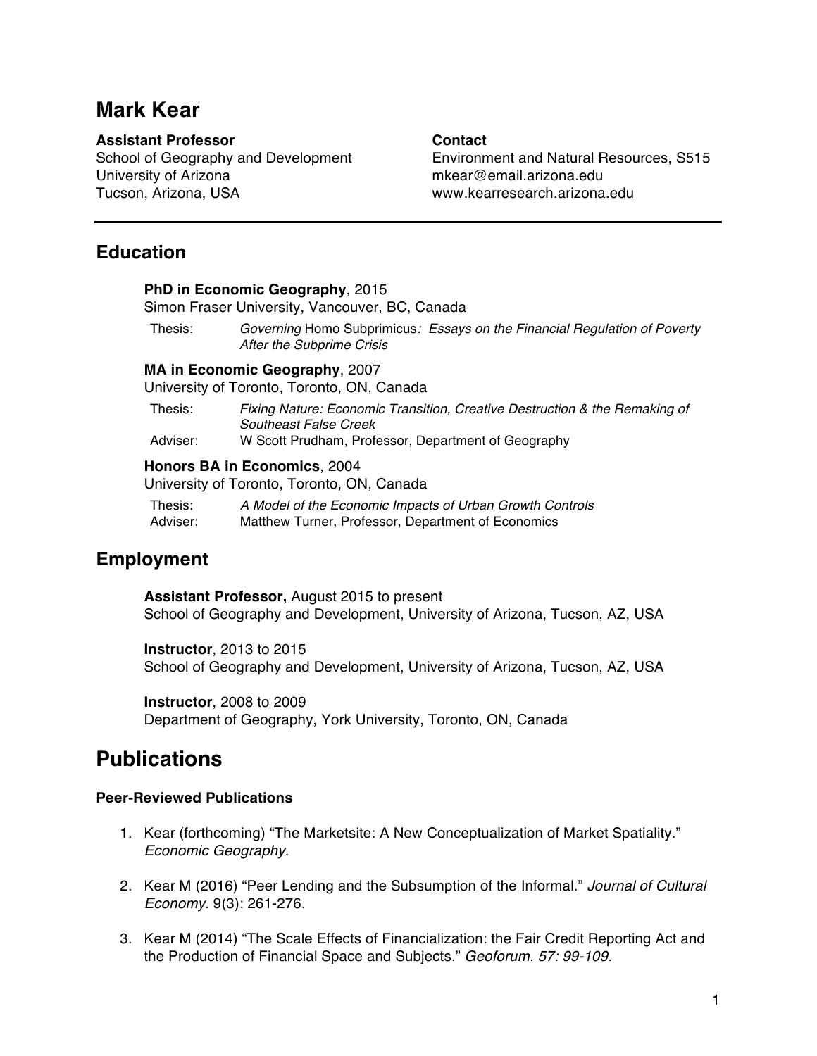# Mark Kear

**Assistant Professor**
School of Geography and Development
University of Arizona
Tucson, Arizona, USA

**Contact**
Environment and Natural Resources, S515
mkear@email.arizona.edu
www.kearresearch.arizona.edu

---

## Education

**PhD in Economic Geography**, 2015
Simon Fraser University, Vancouver, BC, Canada

Thesis: *Governing* Homo Subprimicus*: Essays on the Financial Regulation of Poverty After the Subprime Crisis*

**MA in Economic Geography**, 2007
University of Toronto, Toronto, ON, Canada

Thesis: *Fixing Nature: Economic Transition, Creative Destruction & the Remaking of Southeast False Creek*
Adviser: W Scott Prudham, Professor, Department of Geography

**Honors BA in Economics**, 2004
University of Toronto, Toronto, ON, Canada

Thesis: *A Model of the Economic Impacts of Urban Growth Controls*
Adviser: Matthew Turner, Professor, Department of Economics

## Employment

**Assistant Professor,** August 2015 to present
School of Geography and Development, University of Arizona, Tucson, AZ, USA

**Instructor**, 2013 to 2015
School of Geography and Development, University of Arizona, Tucson, AZ, USA

**Instructor**, 2008 to 2009
Department of Geography, York University, Toronto, ON, Canada

# Publications

### Peer-Reviewed Publications

1. Kear (forthcoming) "The Marketsite: A New Conceptualization of Market Spatiality." *Economic Geography*.

2. Kear M (2016) "Peer Lending and the Subsumption of the Informal." *Journal of Cultural Economy*. 9(3): 261-276.

3. Kear M (2014) "The Scale Effects of Financialization: the Fair Credit Reporting Act and the Production of Financial Space and Subjects." *Geoforum. 57: 99-109.*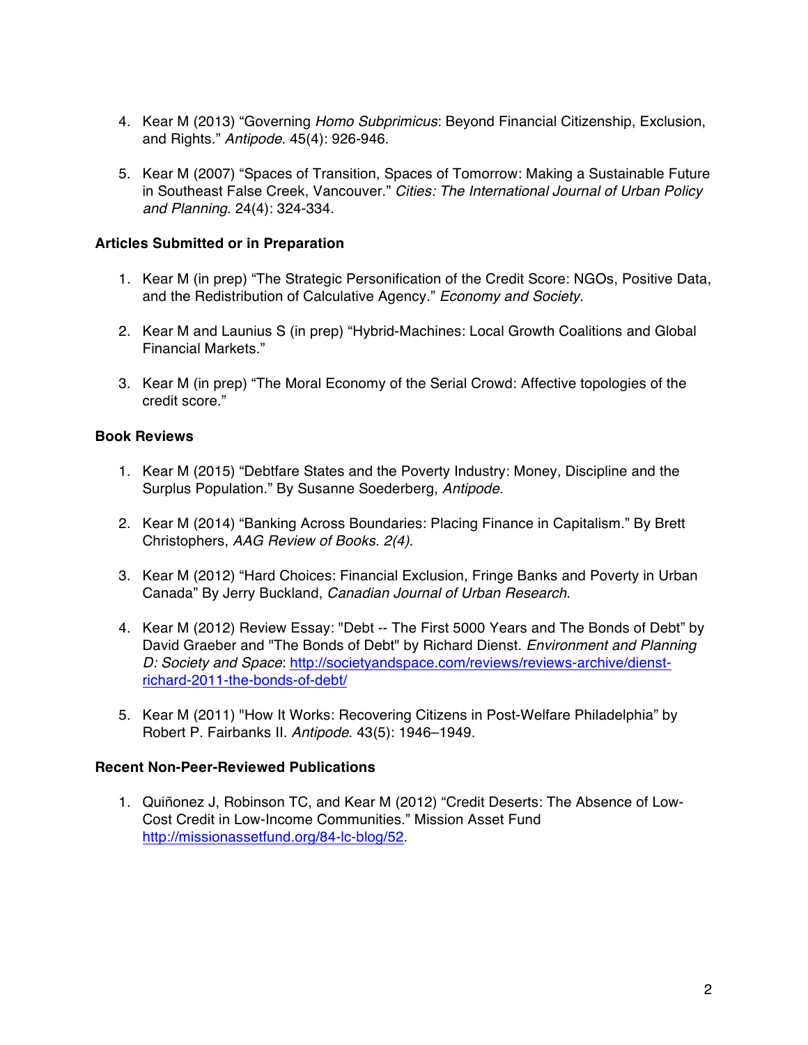4. Kear M (2013) “Governing *Homo Subprimicus*: Beyond Financial Citizenship, Exclusion, and Rights.” *Antipode*. 45(4): 926-946.

5. Kear M (2007) “Spaces of Transition, Spaces of Tomorrow: Making a Sustainable Future in Southeast False Creek, Vancouver.” *Cities: The International Journal of Urban Policy and Planning*. 24(4): 324-334.

**Articles Submitted or in Preparation**

1. Kear M (in prep) “The Strategic Personification of the Credit Score: NGOs, Positive Data, and the Redistribution of Calculative Agency.” *Economy and Society*.

2. Kear M and Launius S (in prep) “Hybrid-Machines: Local Growth Coalitions and Global Financial Markets.”

3. Kear M (in prep) “The Moral Economy of the Serial Crowd: Affective topologies of the credit score.”

**Book Reviews**

1. Kear M (2015) “Debtfare States and the Poverty Industry: Money, Discipline and the Surplus Population.” By Susanne Soederberg, *Antipode*.

2. Kear M (2014) “Banking Across Boundaries: Placing Finance in Capitalism.” By Brett Christophers, *AAG Review of Books. 2(4)*.

3. Kear M (2012) “Hard Choices: Financial Exclusion, Fringe Banks and Poverty in Urban Canada” By Jerry Buckland, *Canadian Journal of Urban Research*.

4. Kear M (2012) Review Essay: "Debt -- The First 5000 Years and The Bonds of Debt" by David Graeber and "The Bonds of Debt" by Richard Dienst. *Environment and Planning D: Society and Space*: http://societyandspace.com/reviews/reviews-archive/dienst-richard-2011-the-bonds-of-debt/

5. Kear M (2011) "How It Works: Recovering Citizens in Post-Welfare Philadelphia” by Robert P. Fairbanks II. *Antipode*. 43(5): 1946–1949.

**Recent Non-Peer-Reviewed Publications**

1. Quiñonez J, Robinson TC, and Kear M (2012) “Credit Deserts: The Absence of Low-Cost Credit in Low-Income Communities.” Mission Asset Fund http://missionassetfund.org/84-lc-blog/52.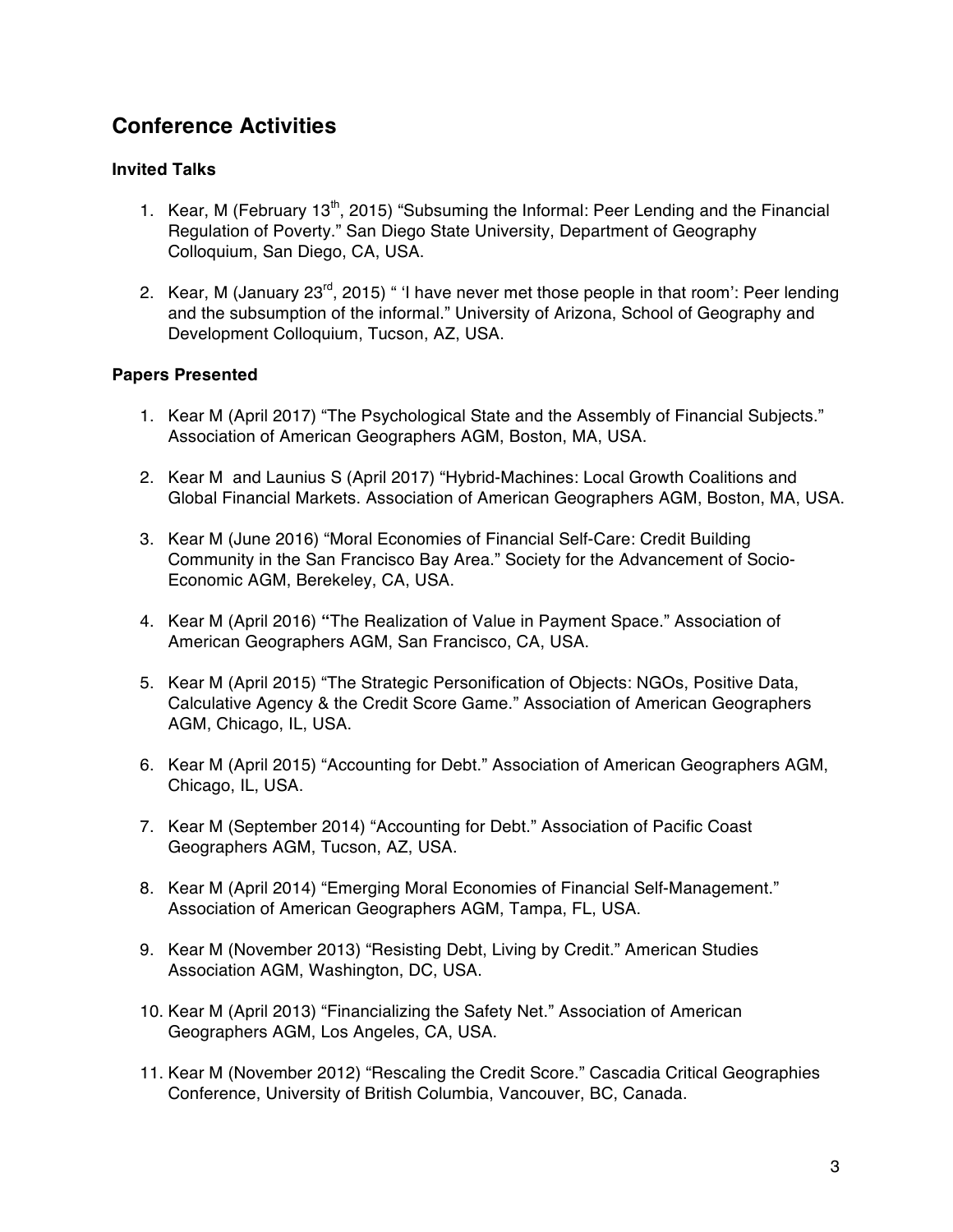## Conference Activities

### Invited Talks

1. Kear, M (February 13th, 2015) "Subsuming the Informal: Peer Lending and the Financial Regulation of Poverty." San Diego State University, Department of Geography Colloquium, San Diego, CA, USA.

2. Kear, M (January 23rd, 2015) " 'I have never met those people in that room': Peer lending and the subsumption of the informal." University of Arizona, School of Geography and Development Colloquium, Tucson, AZ, USA.

### Papers Presented

1. Kear M (April 2017) "The Psychological State and the Assembly of Financial Subjects." Association of American Geographers AGM, Boston, MA, USA.

2. Kear M and Launius S (April 2017) "Hybrid-Machines: Local Growth Coalitions and Global Financial Markets. Association of American Geographers AGM, Boston, MA, USA.

3. Kear M (June 2016) "Moral Economies of Financial Self-Care: Credit Building Community in the San Francisco Bay Area." Society for the Advancement of Socio-Economic AGM, Berekeley, CA, USA.

4. Kear M (April 2016) **"**The Realization of Value in Payment Space." Association of American Geographers AGM, San Francisco, CA, USA.

5. Kear M (April 2015) "The Strategic Personification of Objects: NGOs, Positive Data, Calculative Agency & the Credit Score Game." Association of American Geographers AGM, Chicago, IL, USA.

6. Kear M (April 2015) "Accounting for Debt." Association of American Geographers AGM, Chicago, IL, USA.

7. Kear M (September 2014) "Accounting for Debt." Association of Pacific Coast Geographers AGM, Tucson, AZ, USA.

8. Kear M (April 2014) "Emerging Moral Economies of Financial Self-Management." Association of American Geographers AGM, Tampa, FL, USA.

9. Kear M (November 2013) "Resisting Debt, Living by Credit." American Studies Association AGM, Washington, DC, USA.

10. Kear M (April 2013) "Financializing the Safety Net." Association of American Geographers AGM, Los Angeles, CA, USA.

11. Kear M (November 2012) "Rescaling the Credit Score." Cascadia Critical Geographies Conference, University of British Columbia, Vancouver, BC, Canada.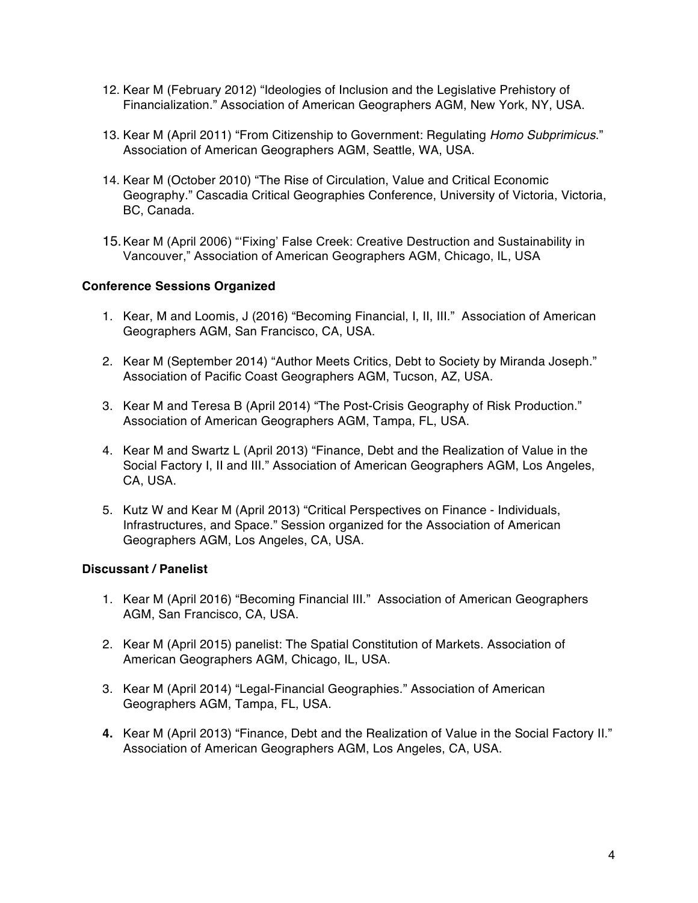12. Kear M (February 2012) "Ideologies of Inclusion and the Legislative Prehistory of Financialization." Association of American Geographers AGM, New York, NY, USA.

13. Kear M (April 2011) "From Citizenship to Government: Regulating *Homo Subprimicus*." Association of American Geographers AGM, Seattle, WA, USA.

14. Kear M (October 2010) "The Rise of Circulation, Value and Critical Economic Geography." Cascadia Critical Geographies Conference, University of Victoria, Victoria, BC, Canada.

15. Kear M (April 2006) "'Fixing' False Creek: Creative Destruction and Sustainability in Vancouver," Association of American Geographers AGM, Chicago, IL, USA

**Conference Sessions Organized**

1. Kear, M and Loomis, J (2016) "Becoming Financial, I, II, III." Association of American Geographers AGM, San Francisco, CA, USA.

2. Kear M (September 2014) "Author Meets Critics, Debt to Society by Miranda Joseph." Association of Pacific Coast Geographers AGM, Tucson, AZ, USA.

3. Kear M and Teresa B (April 2014) "The Post-Crisis Geography of Risk Production." Association of American Geographers AGM, Tampa, FL, USA.

4. Kear M and Swartz L (April 2013) "Finance, Debt and the Realization of Value in the Social Factory I, II and III." Association of American Geographers AGM, Los Angeles, CA, USA.

5. Kutz W and Kear M (April 2013) "Critical Perspectives on Finance - Individuals, Infrastructures, and Space." Session organized for the Association of American Geographers AGM, Los Angeles, CA, USA.

**Discussant / Panelist**

1. Kear M (April 2016) "Becoming Financial III." Association of American Geographers AGM, San Francisco, CA, USA.

2. Kear M (April 2015) panelist: The Spatial Constitution of Markets. Association of American Geographers AGM, Chicago, IL, USA.

3. Kear M (April 2014) "Legal-Financial Geographies." Association of American Geographers AGM, Tampa, FL, USA.

4. Kear M (April 2013) "Finance, Debt and the Realization of Value in the Social Factory II." Association of American Geographers AGM, Los Angeles, CA, USA.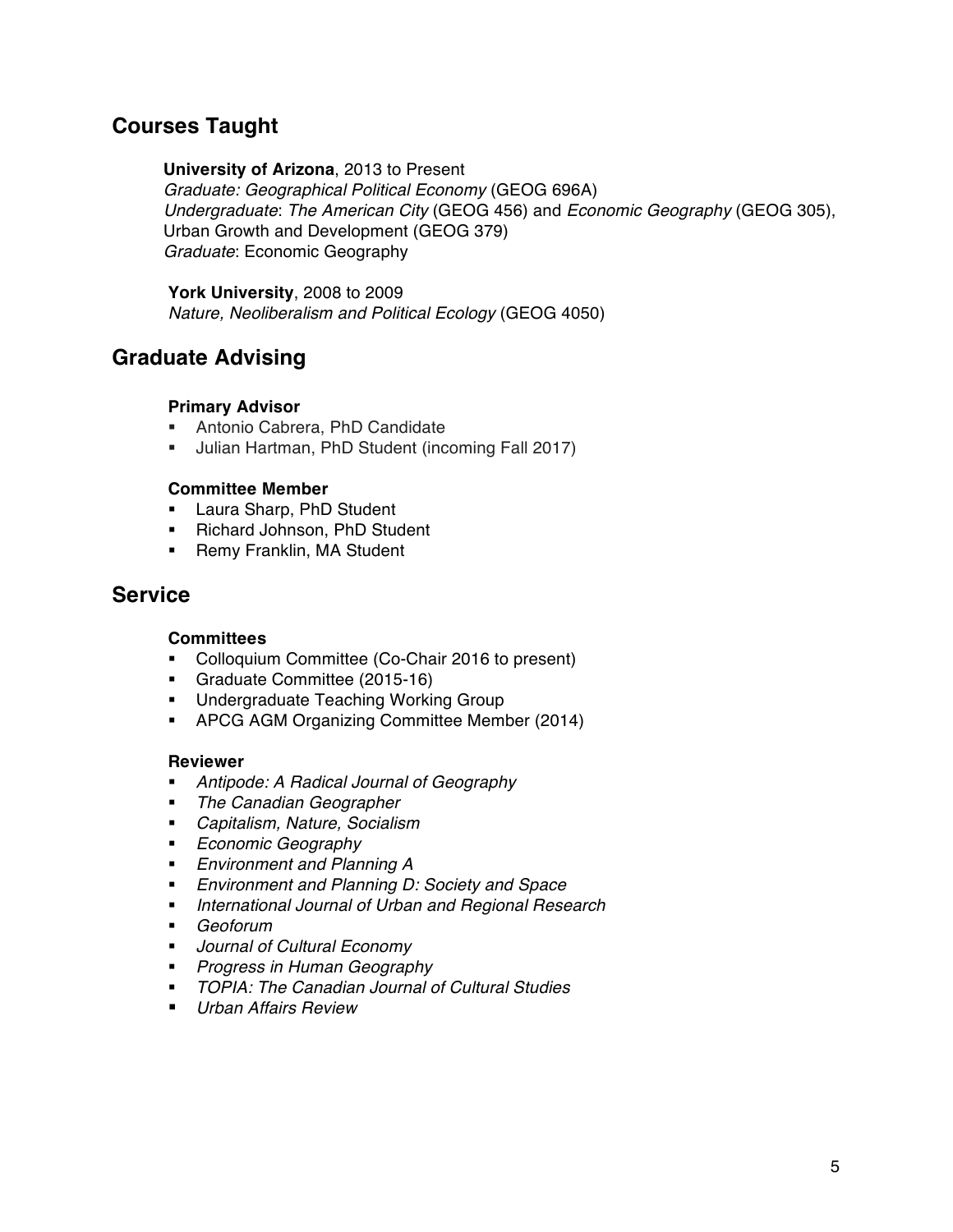## Courses Taught

**University of Arizona**, 2013 to Present
*Graduate: Geographical Political Economy* (GEOG 696A)
*Undergraduate*: *The American City* (GEOG 456) and *Economic Geography* (GEOG 305), Urban Growth and Development (GEOG 379)
*Graduate*: Economic Geography

**York University**, 2008 to 2009
*Nature, Neoliberalism and Political Ecology* (GEOG 4050)

## Graduate Advising

**Primary Advisor**

- Antonio Cabrera, PhD Candidate
- Julian Hartman, PhD Student (incoming Fall 2017)

**Committee Member**

- Laura Sharp, PhD Student
- Richard Johnson, PhD Student
- Remy Franklin, MA Student

## Service

**Committees**

- Colloquium Committee (Co-Chair 2016 to present)
- Graduate Committee (2015-16)
- Undergraduate Teaching Working Group
- APCG AGM Organizing Committee Member (2014)

**Reviewer**

- *Antipode: A Radical Journal of Geography*
- *The Canadian Geographer*
- *Capitalism, Nature, Socialism*
- *Economic Geography*
- *Environment and Planning A*
- *Environment and Planning D: Society and Space*
- *International Journal of Urban and Regional Research*
- *Geoforum*
- *Journal of Cultural Economy*
- *Progress in Human Geography*
- *TOPIA: The Canadian Journal of Cultural Studies*
- *Urban Affairs Review*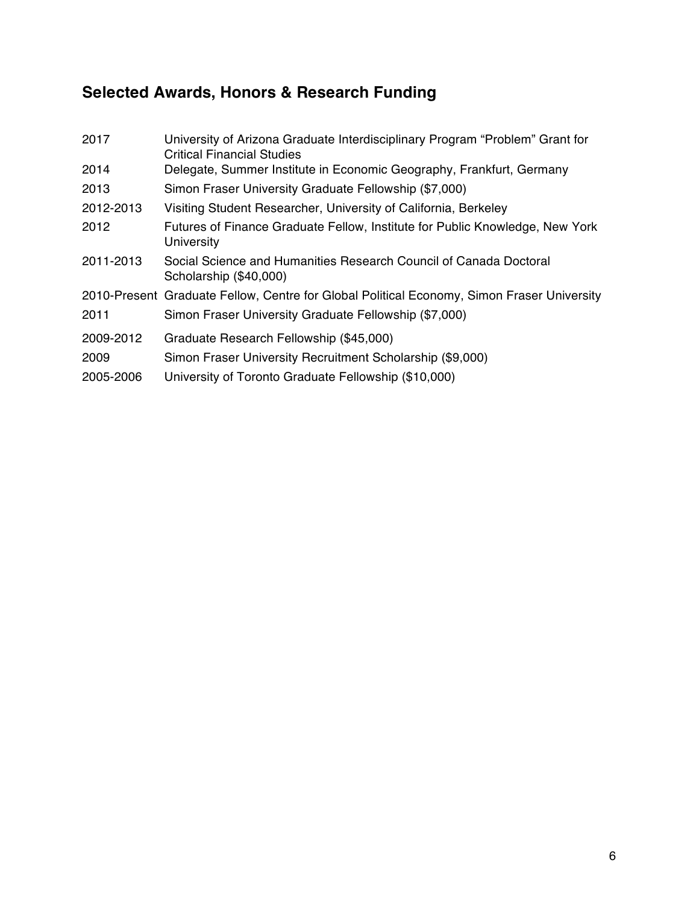## Selected Awards, Honors & Research Funding

| | |
|---|---|
| 2017 | University of Arizona Graduate Interdisciplinary Program "Problem" Grant for Critical Financial Studies |
| 2014 | Delegate, Summer Institute in Economic Geography, Frankfurt, Germany |
| 2013 | Simon Fraser University Graduate Fellowship ($7,000) |
| 2012-2013 | Visiting Student Researcher, University of California, Berkeley |
| 2012 | Futures of Finance Graduate Fellow, Institute for Public Knowledge, New York University |
| 2011-2013 | Social Science and Humanities Research Council of Canada Doctoral Scholarship ($40,000) |
| 2010-Present | Graduate Fellow, Centre for Global Political Economy, Simon Fraser University |
| 2011 | Simon Fraser University Graduate Fellowship ($7,000) |
| 2009-2012 | Graduate Research Fellowship ($45,000) |
| 2009 | Simon Fraser University Recruitment Scholarship ($9,000) |
| 2005-2006 | University of Toronto Graduate Fellowship ($10,000) |